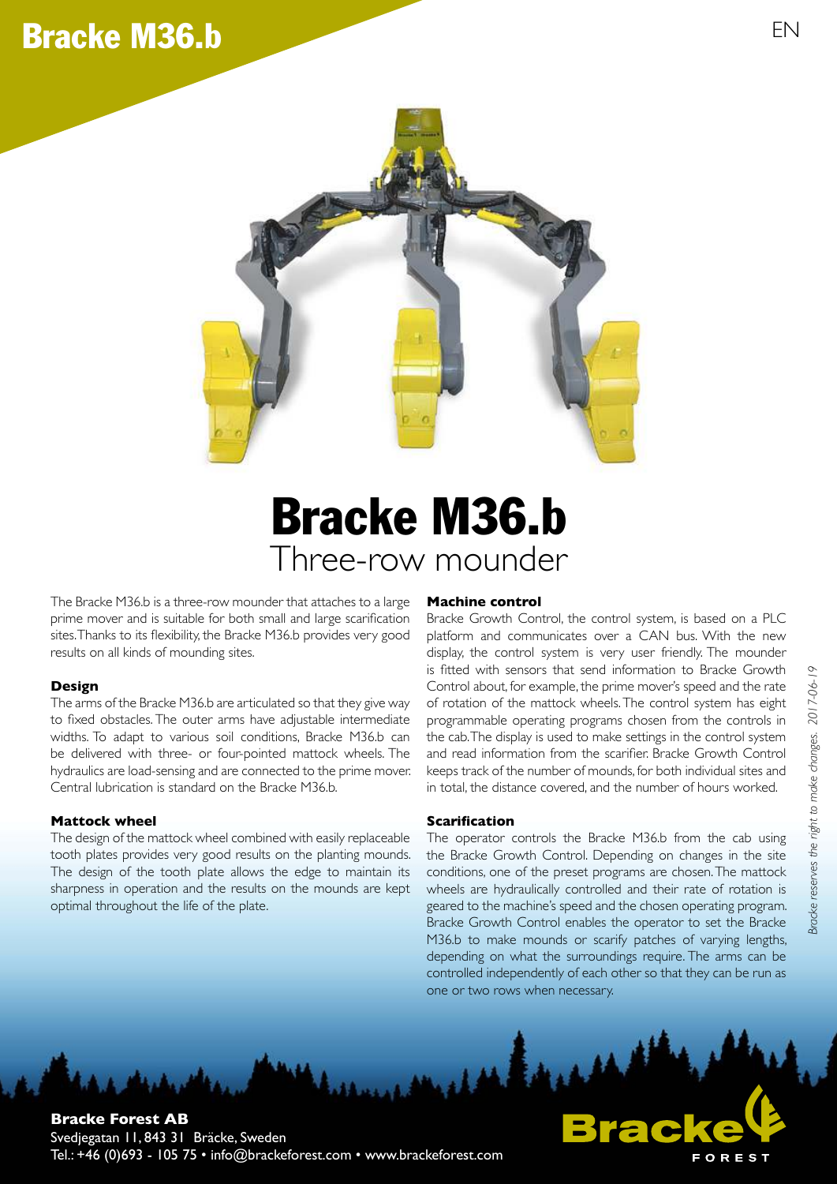# Bracke M36.b

EN

# Bracke M36.b
## Three-row mounder

The Bracke M36.b is a three-row mounder that attaches to a large prime mover and is suitable for both small and large scarification sites. Thanks to its flexibility, the Bracke M36.b provides very good results on all kinds of mounding sites.

### Design

The arms of the Bracke M36.b are articulated so that they give way to fixed obstacles. The outer arms have adjustable intermediate widths. To adapt to various soil conditions, Bracke M36.b can be delivered with three- or four-pointed mattock wheels. The hydraulics are load-sensing and are connected to the prime mover. Central lubrication is standard on the Bracke M36.b.

### Mattock wheel

The design of the mattock wheel combined with easily replaceable tooth plates provides very good results on the planting mounds. The design of the tooth plate allows the edge to maintain its sharpness in operation and the results on the mounds are kept optimal throughout the life of the plate.

### Machine control

Bracke Growth Control, the control system, is based on a PLC platform and communicates over a CAN bus. With the new display, the control system is very user friendly. The mounder is fitted with sensors that send information to Bracke Growth Control about, for example, the prime mover's speed and the rate of rotation of the mattock wheels. The control system has eight programmable operating programs chosen from the controls in the cab. The display is used to make settings in the control system and read information from the scarifier. Bracke Growth Control keeps track of the number of mounds, for both individual sites and in total, the distance covered, and the number of hours worked.

### Scarification

The operator controls the Bracke M36.b from the cab using the Bracke Growth Control. Depending on changes in the site conditions, one of the preset programs are chosen. The mattock wheels are hydraulically controlled and their rate of rotation is geared to the machine's speed and the chosen operating program. Bracke Growth Control enables the operator to set the Bracke M36.b to make mounds or scarify patches of varying lengths, depending on what the surroundings require. The arms can be controlled independently of each other so that they can be run as one or two rows when necessary.

*Bracke reserves the right to make changes. 2017-06-19*

**Bracke Forest AB**
Svedjegatan 11, 843 31 Bräcke, Sweden
Tel.: +46 (0)693 - 105 75 • info@brackeforest.com • www.brackeforest.com

Bracke FOREST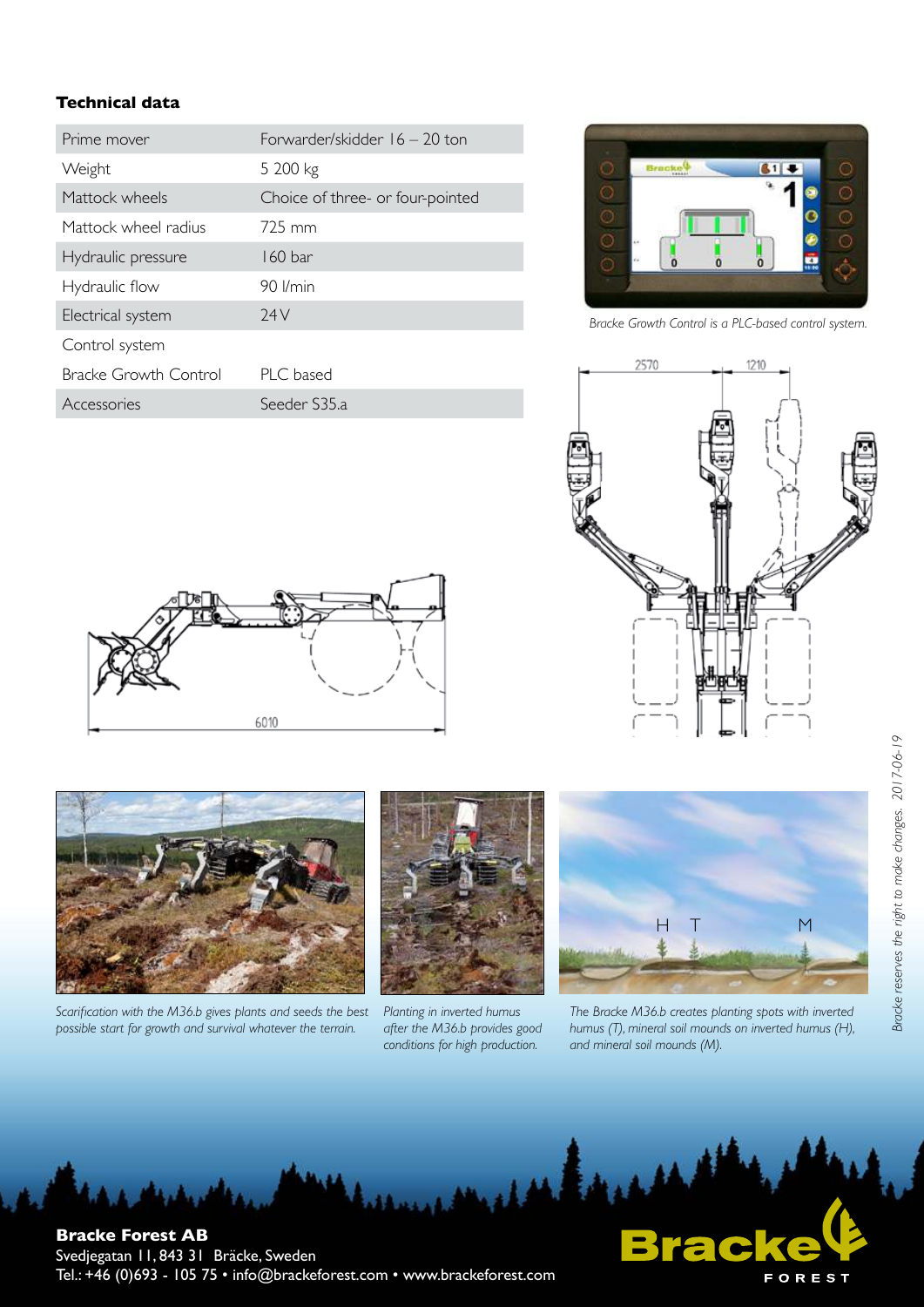## Technical data

| | |
|---|---|
| Prime mover | Forwarder/skidder 16 – 20 ton |
| Weight | 5 200 kg |
| Mattock wheels | Choice of three- or four-pointed |
| Mattock wheel radius | 725 mm |
| Hydraulic pressure | 160 bar |
| Hydraulic flow | 90 l/min |
| Electrical system | 24 V |
| Control system | |
| Bracke Growth Control | PLC based |
| Accessories | Seeder S35.a |

*Bracke Growth Control is a PLC-based control system.*

2570

1210

6010

*Scarification with the M36.b gives plants and seeds the best possible start for growth and survival whatever the terrain.*

*Planting in inverted humus after the M36.b provides good conditions for high production.*

H T M

*The Bracke M36.b creates planting spots with inverted humus (T), mineral soil mounds on inverted humus (H), and mineral soil mounds (M).*

*Bracke reserves the right to make changes. 2017-06-19*

**Bracke Forest AB**
Svedjegatan 11, 843 31 Bräcke, Sweden
Tel.: +46 (0)693 - 105 75 • info@brackeforest.com • www.brackeforest.com

Bracke FOREST